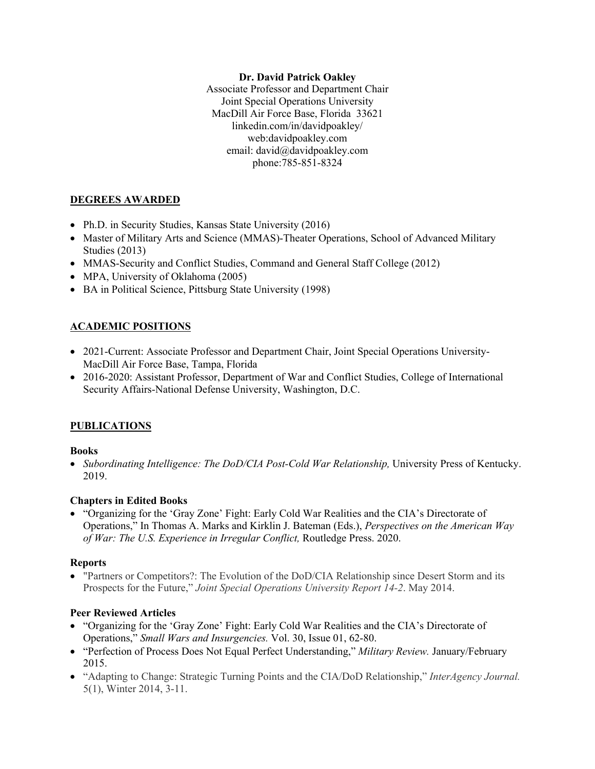**Dr. David Patrick Oakley**
Associate Professor and Department Chair
Joint Special Operations University
MacDill Air Force Base, Florida 33621
linkedin.com/in/davidpoakley/
web:davidpoakley.com
email: david@davidpoakley.com
phone:785-851-8324

## DEGREES AWARDED

- Ph.D. in Security Studies, Kansas State University (2016)
- Master of Military Arts and Science (MMAS)-Theater Operations, School of Advanced Military Studies (2013)
- MMAS-Security and Conflict Studies, Command and General Staff College (2012)
- MPA, University of Oklahoma (2005)
- BA in Political Science, Pittsburg State University (1998)

## ACADEMIC POSITIONS

- 2021-Current: Associate Professor and Department Chair, Joint Special Operations University-MacDill Air Force Base, Tampa, Florida
- 2016-2020: Assistant Professor, Department of War and Conflict Studies, College of International Security Affairs-National Defense University, Washington, D.C.

## PUBLICATIONS

### Books

- *Subordinating Intelligence: The DoD/CIA Post-Cold War Relationship,* University Press of Kentucky. 2019.

### Chapters in Edited Books

- "Organizing for the 'Gray Zone' Fight: Early Cold War Realities and the CIA's Directorate of Operations," In Thomas A. Marks and Kirklin J. Bateman (Eds.), *Perspectives on the American Way of War: The U.S. Experience in Irregular Conflict,* Routledge Press. 2020.

### Reports

- "Partners or Competitors?: The Evolution of the DoD/CIA Relationship since Desert Storm and its Prospects for the Future," *Joint Special Operations University Report 14-2*. May 2014.

### Peer Reviewed Articles

- "Organizing for the 'Gray Zone' Fight: Early Cold War Realities and the CIA's Directorate of Operations," *Small Wars and Insurgencies.* Vol. 30, Issue 01, 62-80.
- "Perfection of Process Does Not Equal Perfect Understanding," *Military Review.* January/February 2015.
- "Adapting to Change: Strategic Turning Points and the CIA/DoD Relationship," *InterAgency Journal.* 5(1), Winter 2014, 3-11.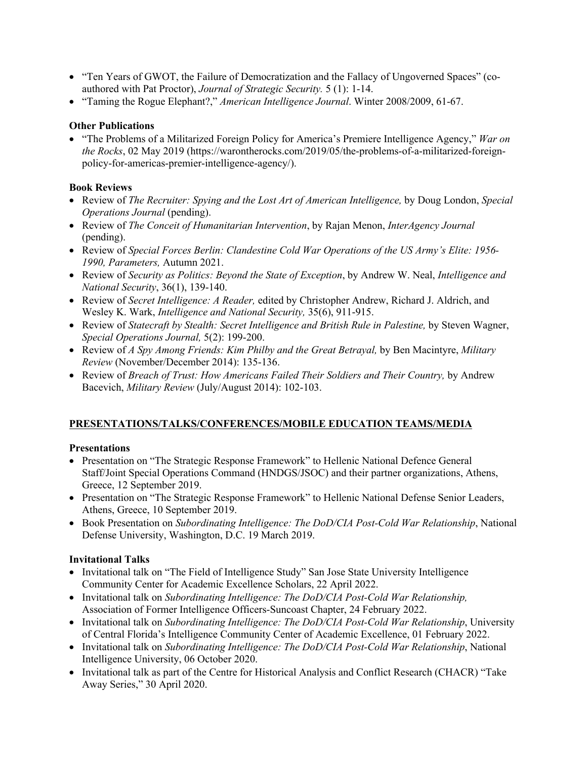- "Ten Years of GWOT, the Failure of Democratization and the Fallacy of Ungoverned Spaces" (co-authored with Pat Proctor), *Journal of Strategic Security.* 5 (1): 1-14.
- "Taming the Rogue Elephant?," *American Intelligence Journal*. Winter 2008/2009, 61-67.

**Other Publications**

- "The Problems of a Militarized Foreign Policy for America's Premiere Intelligence Agency," *War on the Rocks*, 02 May 2019 (https://warontherocks.com/2019/05/the-problems-of-a-militarized-foreign-policy-for-americas-premier-intelligence-agency/).

**Book Reviews**

- Review of *The Recruiter: Spying and the Lost Art of American Intelligence,* by Doug London, *Special Operations Journal* (pending).
- Review of *The Conceit of Humanitarian Intervention*, by Rajan Menon, *InterAgency Journal* (pending).
- Review of *Special Forces Berlin: Clandestine Cold War Operations of the US Army's Elite: 1956-1990, Parameters,* Autumn 2021.
- Review of *Security as Politics: Beyond the State of Exception*, by Andrew W. Neal, *Intelligence and National Security*, 36(1), 139-140.
- Review of *Secret Intelligence: A Reader,* edited by Christopher Andrew, Richard J. Aldrich, and Wesley K. Wark, *Intelligence and National Security,* 35(6), 911-915.
- Review of *Statecraft by Stealth: Secret Intelligence and British Rule in Palestine,* by Steven Wagner, *Special Operations Journal,* 5(2): 199-200.
- Review of *A Spy Among Friends: Kim Philby and the Great Betrayal,* by Ben Macintyre, *Military Review* (November/December 2014): 135-136.
- Review of *Breach of Trust: How Americans Failed Their Soldiers and Their Country,* by Andrew Bacevich, *Military Review* (July/August 2014): 102-103.

## PRESENTATIONS/TALKS/CONFERENCES/MOBILE EDUCATION TEAMS/MEDIA

**Presentations**

- Presentation on "The Strategic Response Framework" to Hellenic National Defence General Staff/Joint Special Operations Command (HNDGS/JSOC) and their partner organizations, Athens, Greece, 12 September 2019.
- Presentation on "The Strategic Response Framework" to Hellenic National Defense Senior Leaders, Athens, Greece, 10 September 2019.
- Book Presentation on *Subordinating Intelligence: The DoD/CIA Post-Cold War Relationship*, National Defense University, Washington, D.C. 19 March 2019.

**Invitational Talks**

- Invitational talk on "The Field of Intelligence Study" San Jose State University Intelligence Community Center for Academic Excellence Scholars, 22 April 2022.
- Invitational talk on *Subordinating Intelligence: The DoD/CIA Post-Cold War Relationship,* Association of Former Intelligence Officers-Suncoast Chapter, 24 February 2022.
- Invitational talk on *Subordinating Intelligence: The DoD/CIA Post-Cold War Relationship*, University of Central Florida's Intelligence Community Center of Academic Excellence, 01 February 2022.
- Invitational talk on *Subordinating Intelligence: The DoD/CIA Post-Cold War Relationship*, National Intelligence University, 06 October 2020.
- Invitational talk as part of the Centre for Historical Analysis and Conflict Research (CHACR) "Take Away Series," 30 April 2020.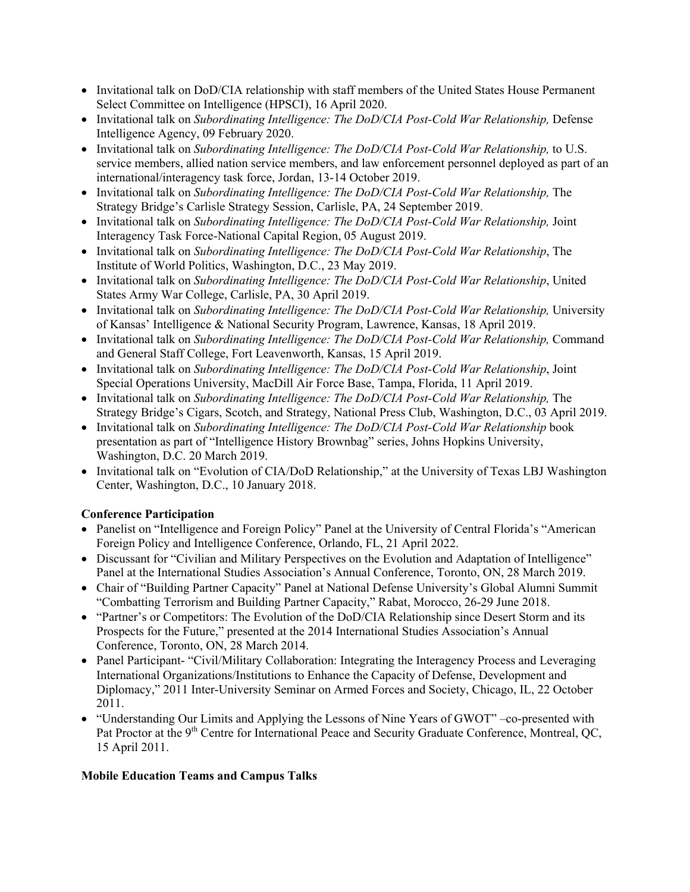- Invitational talk on DoD/CIA relationship with staff members of the United States House Permanent Select Committee on Intelligence (HPSCI), 16 April 2020.
- Invitational talk on *Subordinating Intelligence: The DoD/CIA Post-Cold War Relationship,* Defense Intelligence Agency, 09 February 2020.
- Invitational talk on *Subordinating Intelligence: The DoD/CIA Post-Cold War Relationship,* to U.S. service members, allied nation service members, and law enforcement personnel deployed as part of an international/interagency task force, Jordan, 13-14 October 2019.
- Invitational talk on *Subordinating Intelligence: The DoD/CIA Post-Cold War Relationship,* The Strategy Bridge's Carlisle Strategy Session, Carlisle, PA, 24 September 2019.
- Invitational talk on *Subordinating Intelligence: The DoD/CIA Post-Cold War Relationship,* Joint Interagency Task Force-National Capital Region, 05 August 2019.
- Invitational talk on *Subordinating Intelligence: The DoD/CIA Post-Cold War Relationship*, The Institute of World Politics, Washington, D.C., 23 May 2019.
- Invitational talk on *Subordinating Intelligence: The DoD/CIA Post-Cold War Relationship*, United States Army War College, Carlisle, PA, 30 April 2019.
- Invitational talk on *Subordinating Intelligence: The DoD/CIA Post-Cold War Relationship,* University of Kansas' Intelligence & National Security Program, Lawrence, Kansas, 18 April 2019.
- Invitational talk on *Subordinating Intelligence: The DoD/CIA Post-Cold War Relationship,* Command and General Staff College, Fort Leavenworth, Kansas, 15 April 2019.
- Invitational talk on *Subordinating Intelligence: The DoD/CIA Post-Cold War Relationship*, Joint Special Operations University, MacDill Air Force Base, Tampa, Florida, 11 April 2019.
- Invitational talk on *Subordinating Intelligence: The DoD/CIA Post-Cold War Relationship,* The Strategy Bridge's Cigars, Scotch, and Strategy, National Press Club, Washington, D.C., 03 April 2019.
- Invitational talk on *Subordinating Intelligence: The DoD/CIA Post-Cold War Relationship* book presentation as part of "Intelligence History Brownbag" series, Johns Hopkins University, Washington, D.C. 20 March 2019.
- Invitational talk on "Evolution of CIA/DoD Relationship," at the University of Texas LBJ Washington Center, Washington, D.C., 10 January 2018.

**Conference Participation**

- Panelist on "Intelligence and Foreign Policy" Panel at the University of Central Florida's "American Foreign Policy and Intelligence Conference, Orlando, FL, 21 April 2022.
- Discussant for "Civilian and Military Perspectives on the Evolution and Adaptation of Intelligence" Panel at the International Studies Association's Annual Conference, Toronto, ON, 28 March 2019.
- Chair of "Building Partner Capacity" Panel at National Defense University's Global Alumni Summit "Combatting Terrorism and Building Partner Capacity," Rabat, Morocco, 26-29 June 2018.
- "Partner's or Competitors: The Evolution of the DoD/CIA Relationship since Desert Storm and its Prospects for the Future," presented at the 2014 International Studies Association's Annual Conference, Toronto, ON, 28 March 2014.
- Panel Participant- "Civil/Military Collaboration: Integrating the Interagency Process and Leveraging International Organizations/Institutions to Enhance the Capacity of Defense, Development and Diplomacy," 2011 Inter-University Seminar on Armed Forces and Society, Chicago, IL, 22 October 2011.
- "Understanding Our Limits and Applying the Lessons of Nine Years of GWOT" –co-presented with Pat Proctor at the 9th Centre for International Peace and Security Graduate Conference, Montreal, QC, 15 April 2011.

**Mobile Education Teams and Campus Talks**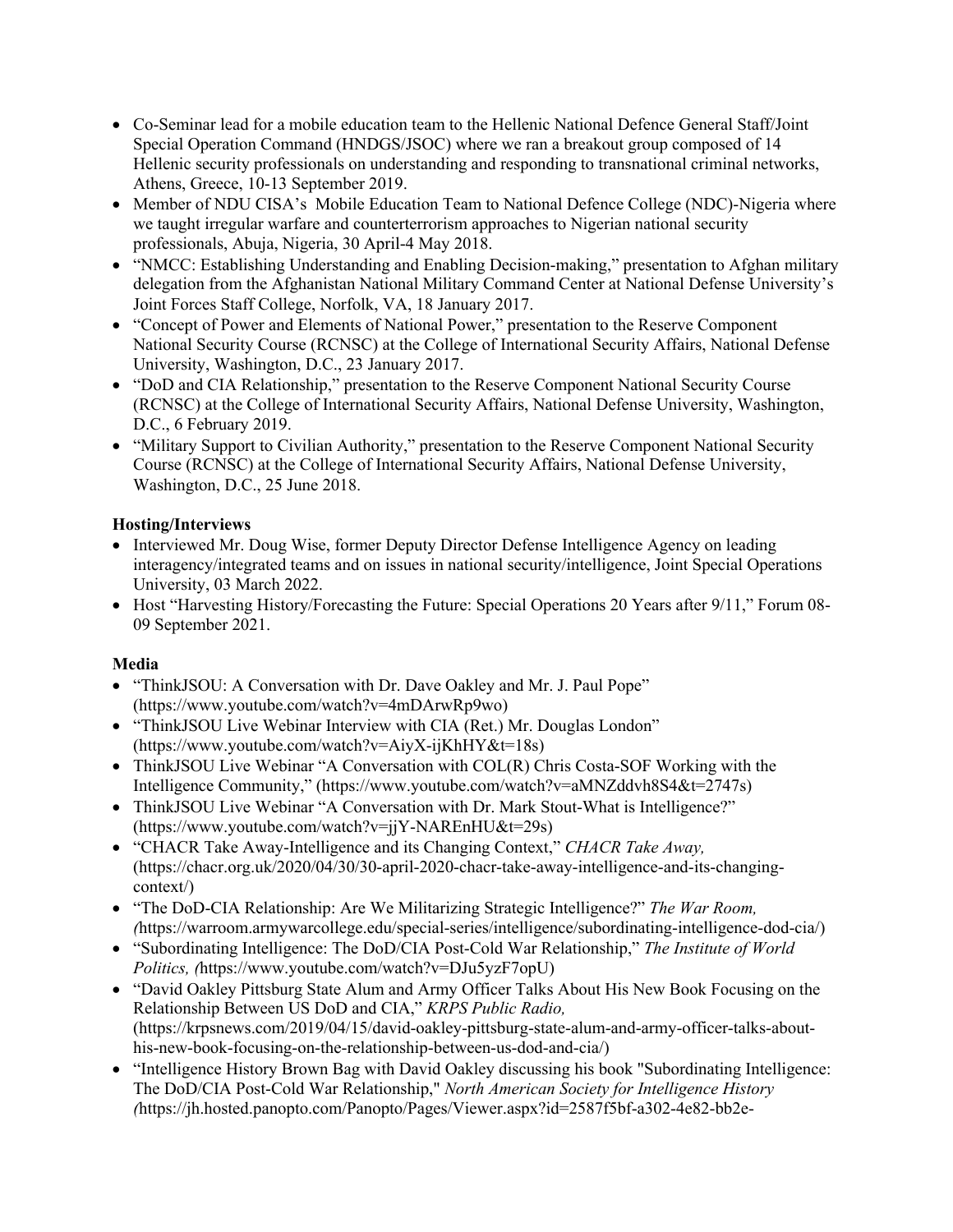- Co-Seminar lead for a mobile education team to the Hellenic National Defence General Staff/Joint Special Operation Command (HNDGS/JSOC) where we ran a breakout group composed of 14 Hellenic security professionals on understanding and responding to transnational criminal networks, Athens, Greece, 10-13 September 2019.
- Member of NDU CISA's  Mobile Education Team to National Defence College (NDC)-Nigeria where we taught irregular warfare and counterterrorism approaches to Nigerian national security professionals, Abuja, Nigeria, 30 April-4 May 2018.
- "NMCC: Establishing Understanding and Enabling Decision-making," presentation to Afghan military delegation from the Afghanistan National Military Command Center at National Defense University's Joint Forces Staff College, Norfolk, VA, 18 January 2017.
- "Concept of Power and Elements of National Power," presentation to the Reserve Component National Security Course (RCNSC) at the College of International Security Affairs, National Defense University, Washington, D.C., 23 January 2017.
- "DoD and CIA Relationship," presentation to the Reserve Component National Security Course (RCNSC) at the College of International Security Affairs, National Defense University, Washington, D.C., 6 February 2019.
- "Military Support to Civilian Authority," presentation to the Reserve Component National Security Course (RCNSC) at the College of International Security Affairs, National Defense University, Washington, D.C., 25 June 2018.

**Hosting/Interviews**

- Interviewed Mr. Doug Wise, former Deputy Director Defense Intelligence Agency on leading interagency/integrated teams and on issues in national security/intelligence, Joint Special Operations University, 03 March 2022.
- Host "Harvesting History/Forecasting the Future: Special Operations 20 Years after 9/11," Forum 08-09 September 2021.

**Media**

- "ThinkJSOU: A Conversation with Dr. Dave Oakley and Mr. J. Paul Pope" (https://www.youtube.com/watch?v=4mDArwRp9wo)
- "ThinkJSOU Live Webinar Interview with CIA (Ret.) Mr. Douglas London" (https://www.youtube.com/watch?v=AiyX-ijKhHY&t=18s)
- ThinkJSOU Live Webinar "A Conversation with COL(R) Chris Costa-SOF Working with the Intelligence Community," (https://www.youtube.com/watch?v=aMNZddvh8S4&t=2747s)
- ThinkJSOU Live Webinar "A Conversation with Dr. Mark Stout-What is Intelligence?" (https://www.youtube.com/watch?v=jjY-NAREnHU&t=29s)
- "CHACR Take Away-Intelligence and its Changing Context," *CHACR Take Away,* (https://chacr.org.uk/2020/04/30/30-april-2020-chacr-take-away-intelligence-and-its-changing-context/)
- "The DoD-CIA Relationship: Are We Militarizing Strategic Intelligence?" *The War Room, (*https://warroom.armywarcollege.edu/special-series/intelligence/subordinating-intelligence-dod-cia/)
- "Subordinating Intelligence: The DoD/CIA Post-Cold War Relationship," *The Institute of World Politics, (*https://www.youtube.com/watch?v=DJu5yzF7opU)
- "David Oakley Pittsburg State Alum and Army Officer Talks About His New Book Focusing on the Relationship Between US DoD and CIA," *KRPS Public Radio,* (https://krpsnews.com/2019/04/15/david-oakley-pittsburg-state-alum-and-army-officer-talks-about-his-new-book-focusing-on-the-relationship-between-us-dod-and-cia/)
- "Intelligence History Brown Bag with David Oakley discussing his book "Subordinating Intelligence: The DoD/CIA Post-Cold War Relationship," *North American Society for Intelligence History (*https://jh.hosted.panopto.com/Panopto/Pages/Viewer.aspx?id=2587f5bf-a302-4e82-bb2e-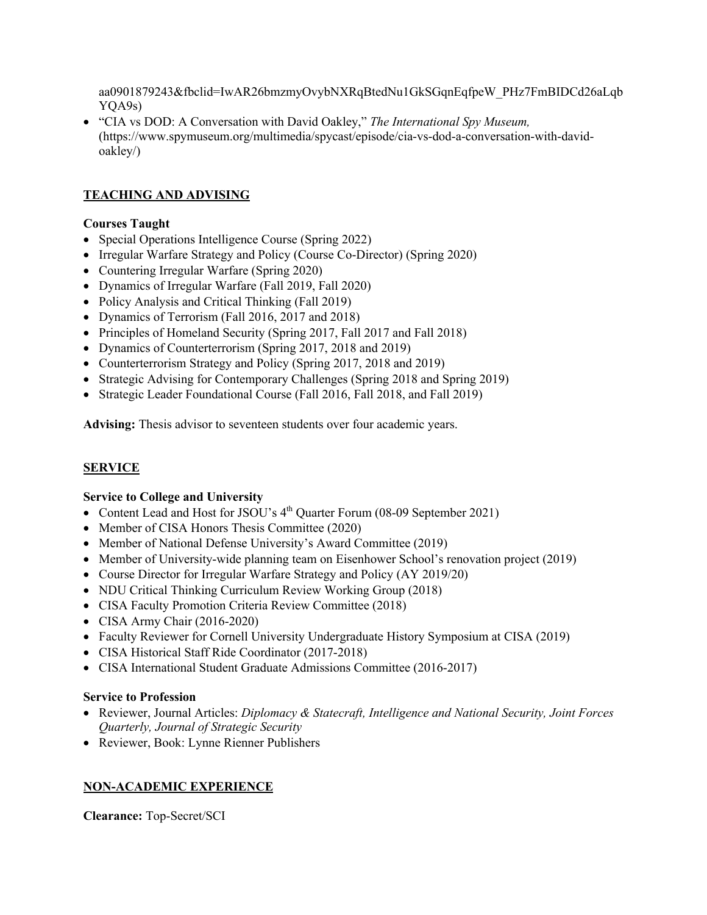aa0901879243&fbclid=IwAR26bmzmyOvybNXRqBtedNu1GkSGqnEqfpeW_PHz7FmBIDCd26aLqbYQA9s)

- "CIA vs DOD: A Conversation with David Oakley," *The International Spy Museum,* (https://www.spymuseum.org/multimedia/spycast/episode/cia-vs-dod-a-conversation-with-david-oakley/)

## TEACHING AND ADVISING

**Courses Taught**

- Special Operations Intelligence Course (Spring 2022)
- Irregular Warfare Strategy and Policy (Course Co-Director) (Spring 2020)
- Countering Irregular Warfare (Spring 2020)
- Dynamics of Irregular Warfare (Fall 2019, Fall 2020)
- Policy Analysis and Critical Thinking (Fall 2019)
- Dynamics of Terrorism (Fall 2016, 2017 and 2018)
- Principles of Homeland Security (Spring 2017, Fall 2017 and Fall 2018)
- Dynamics of Counterterrorism (Spring 2017, 2018 and 2019)
- Counterterrorism Strategy and Policy (Spring 2017, 2018 and 2019)
- Strategic Advising for Contemporary Challenges (Spring 2018 and Spring 2019)
- Strategic Leader Foundational Course (Fall 2016, Fall 2018, and Fall 2019)

**Advising:** Thesis advisor to seventeen students over four academic years.

## SERVICE

**Service to College and University**

- Content Lead and Host for JSOU's 4th Quarter Forum (08-09 September 2021)
- Member of CISA Honors Thesis Committee (2020)
- Member of National Defense University's Award Committee (2019)
- Member of University-wide planning team on Eisenhower School's renovation project (2019)
- Course Director for Irregular Warfare Strategy and Policy (AY 2019/20)
- NDU Critical Thinking Curriculum Review Working Group (2018)
- CISA Faculty Promotion Criteria Review Committee (2018)
- CISA Army Chair (2016-2020)
- Faculty Reviewer for Cornell University Undergraduate History Symposium at CISA (2019)
- CISA Historical Staff Ride Coordinator (2017-2018)
- CISA International Student Graduate Admissions Committee (2016-2017)

**Service to Profession**

- Reviewer, Journal Articles: *Diplomacy & Statecraft, Intelligence and National Security, Joint Forces Quarterly, Journal of Strategic Security*
- Reviewer, Book: Lynne Rienner Publishers

## NON-ACADEMIC EXPERIENCE

**Clearance:** Top-Secret/SCI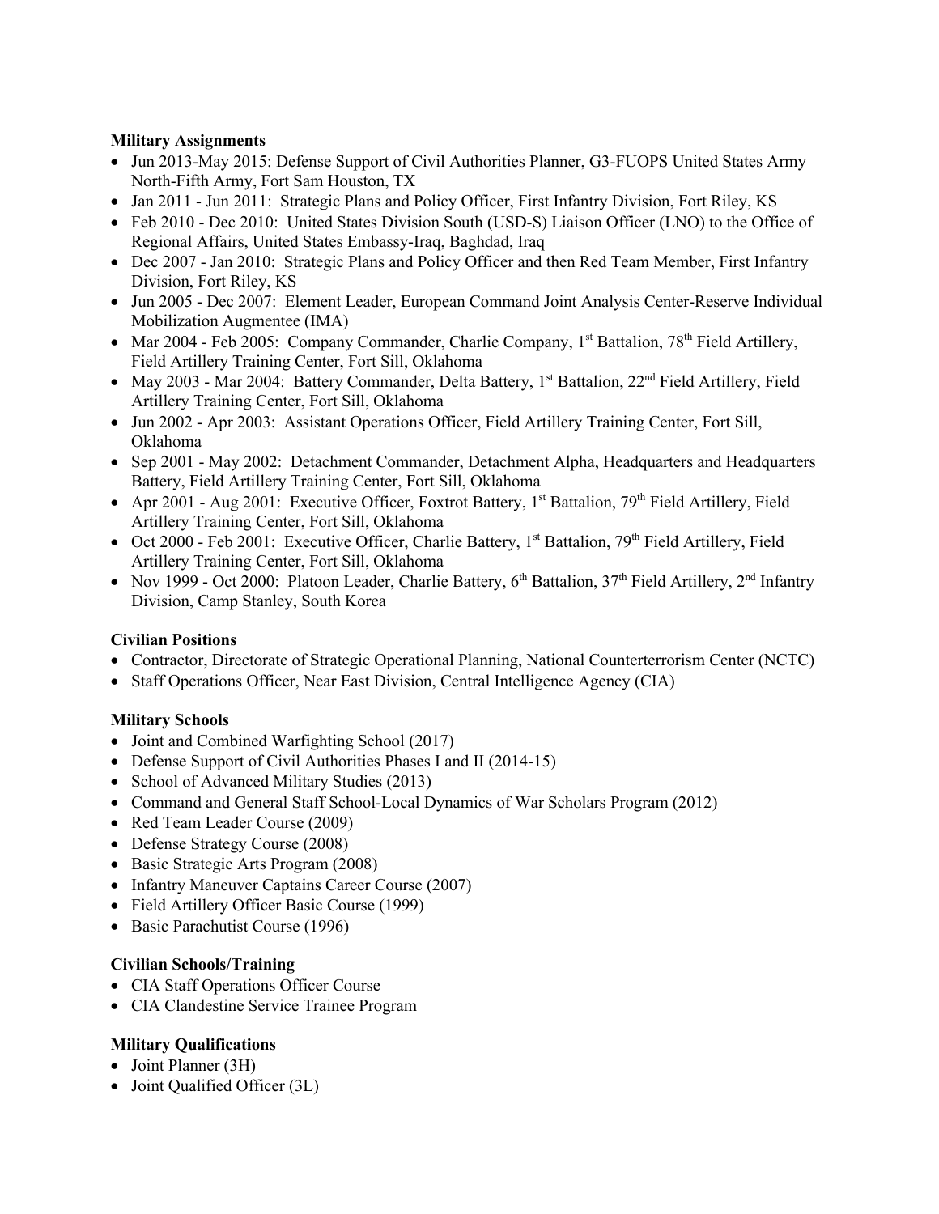**Military Assignments**

- Jun 2013-May 2015: Defense Support of Civil Authorities Planner, G3-FUOPS United States Army North-Fifth Army, Fort Sam Houston, TX
- Jan 2011 - Jun 2011: Strategic Plans and Policy Officer, First Infantry Division, Fort Riley, KS
- Feb 2010 - Dec 2010: United States Division South (USD-S) Liaison Officer (LNO) to the Office of Regional Affairs, United States Embassy-Iraq, Baghdad, Iraq
- Dec 2007 - Jan 2010: Strategic Plans and Policy Officer and then Red Team Member, First Infantry Division, Fort Riley, KS
- Jun 2005 - Dec 2007: Element Leader, European Command Joint Analysis Center-Reserve Individual Mobilization Augmentee (IMA)
- Mar 2004 - Feb 2005: Company Commander, Charlie Company, 1st Battalion, 78th Field Artillery, Field Artillery Training Center, Fort Sill, Oklahoma
- May 2003 - Mar 2004: Battery Commander, Delta Battery, 1st Battalion, 22nd Field Artillery, Field Artillery Training Center, Fort Sill, Oklahoma
- Jun 2002 - Apr 2003: Assistant Operations Officer, Field Artillery Training Center, Fort Sill, Oklahoma
- Sep 2001 - May 2002: Detachment Commander, Detachment Alpha, Headquarters and Headquarters Battery, Field Artillery Training Center, Fort Sill, Oklahoma
- Apr 2001 - Aug 2001: Executive Officer, Foxtrot Battery, 1st Battalion, 79th Field Artillery, Field Artillery Training Center, Fort Sill, Oklahoma
- Oct 2000 - Feb 2001: Executive Officer, Charlie Battery, 1st Battalion, 79th Field Artillery, Field Artillery Training Center, Fort Sill, Oklahoma
- Nov 1999 - Oct 2000: Platoon Leader, Charlie Battery, 6th Battalion, 37th Field Artillery, 2nd Infantry Division, Camp Stanley, South Korea

**Civilian Positions**

- Contractor, Directorate of Strategic Operational Planning, National Counterterrorism Center (NCTC)
- Staff Operations Officer, Near East Division, Central Intelligence Agency (CIA)

**Military Schools**

- Joint and Combined Warfighting School (2017)
- Defense Support of Civil Authorities Phases I and II (2014-15)
- School of Advanced Military Studies (2013)
- Command and General Staff School-Local Dynamics of War Scholars Program (2012)
- Red Team Leader Course (2009)
- Defense Strategy Course (2008)
- Basic Strategic Arts Program (2008)
- Infantry Maneuver Captains Career Course (2007)
- Field Artillery Officer Basic Course (1999)
- Basic Parachutist Course (1996)

**Civilian Schools/Training**

- CIA Staff Operations Officer Course
- CIA Clandestine Service Trainee Program

**Military Qualifications**

- Joint Planner (3H)
- Joint Qualified Officer (3L)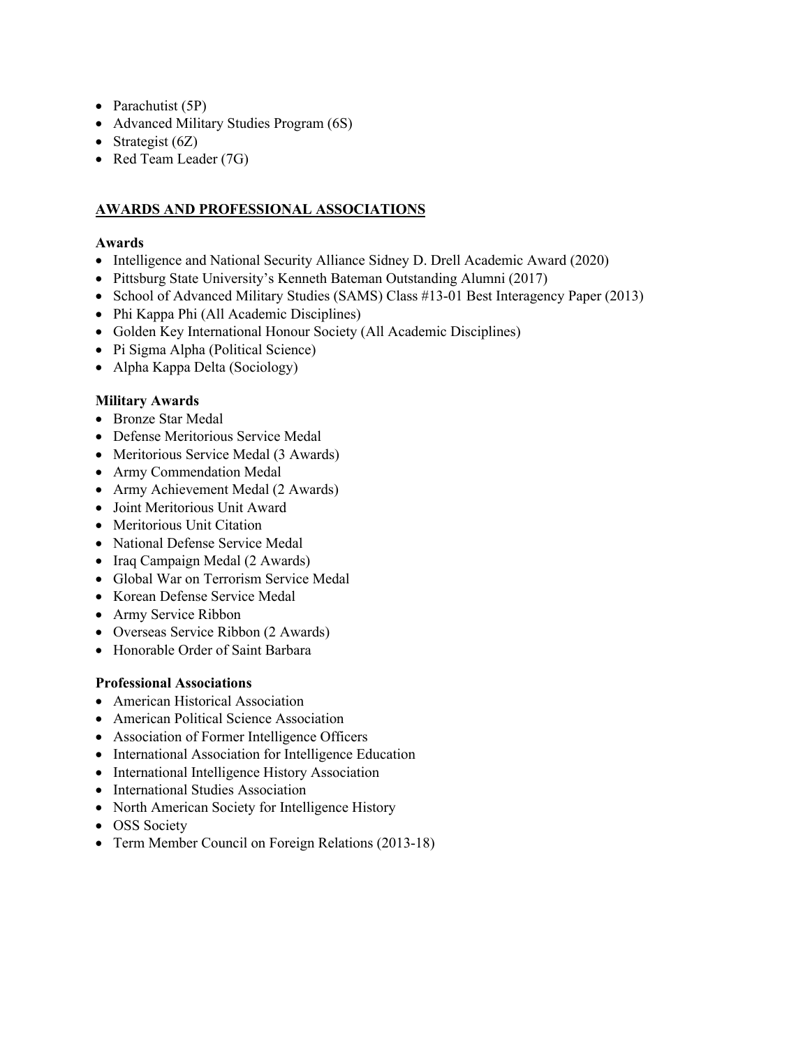- Parachutist (5P)
- Advanced Military Studies Program (6S)
- Strategist (6Z)
- Red Team Leader (7G)

## AWARDS AND PROFESSIONAL ASSOCIATIONS

**Awards**

- Intelligence and National Security Alliance Sidney D. Drell Academic Award (2020)
- Pittsburg State University's Kenneth Bateman Outstanding Alumni (2017)
- School of Advanced Military Studies (SAMS) Class #13-01 Best Interagency Paper (2013)
- Phi Kappa Phi (All Academic Disciplines)
- Golden Key International Honour Society (All Academic Disciplines)
- Pi Sigma Alpha (Political Science)
- Alpha Kappa Delta (Sociology)

**Military Awards**

- Bronze Star Medal
- Defense Meritorious Service Medal
- Meritorious Service Medal (3 Awards)
- Army Commendation Medal
- Army Achievement Medal (2 Awards)
- Joint Meritorious Unit Award
- Meritorious Unit Citation
- National Defense Service Medal
- Iraq Campaign Medal (2 Awards)
- Global War on Terrorism Service Medal
- Korean Defense Service Medal
- Army Service Ribbon
- Overseas Service Ribbon (2 Awards)
- Honorable Order of Saint Barbara

**Professional Associations**

- American Historical Association
- American Political Science Association
- Association of Former Intelligence Officers
- International Association for Intelligence Education
- International Intelligence History Association
- International Studies Association
- North American Society for Intelligence History
- OSS Society
- Term Member Council on Foreign Relations (2013-18)